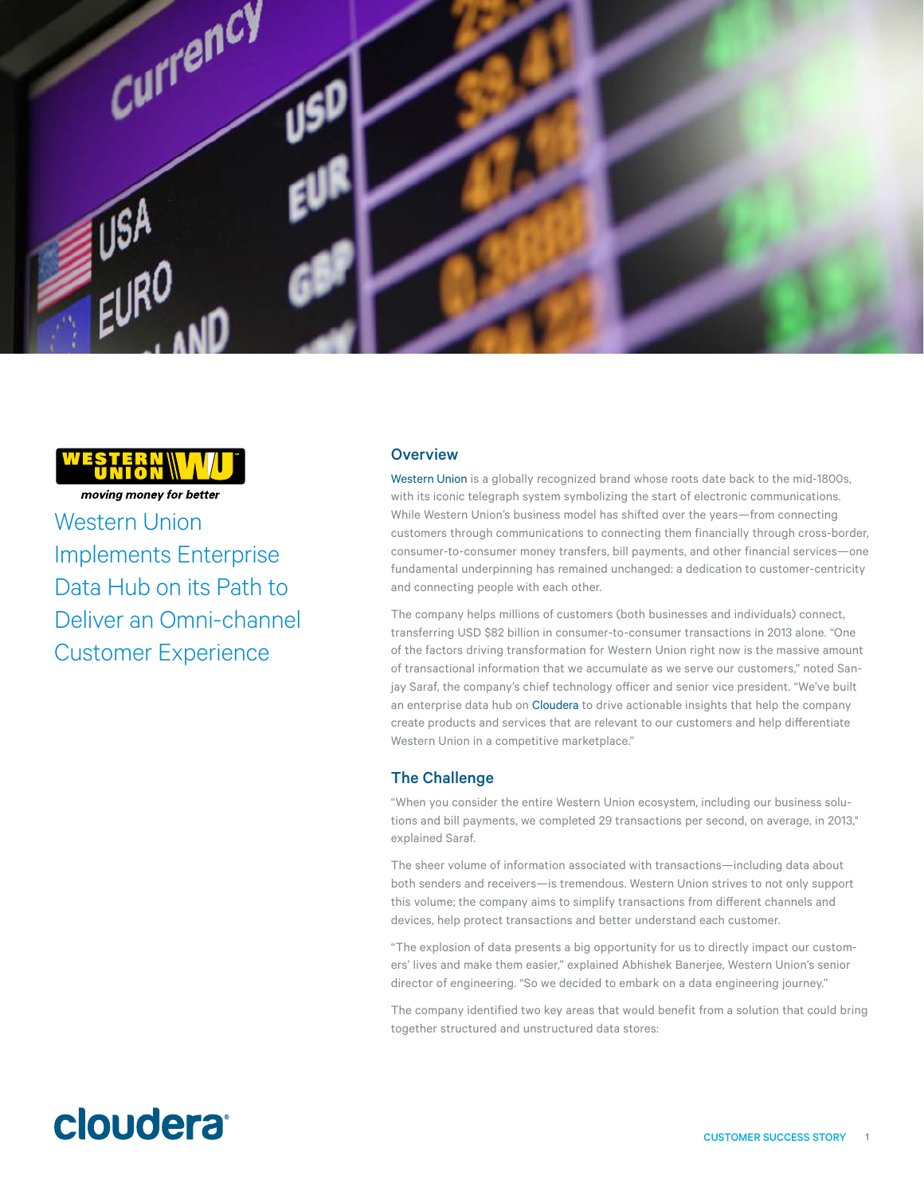# Western Union Implements Enterprise Data Hub on its Path to Deliver an Omni-channel Customer Experience

## Overview

Western Union is a globally recognized brand whose roots date back to the mid-1800s, with its iconic telegraph system symbolizing the start of electronic communications. While Western Union's business model has shifted over the years—from connecting customers through communications to connecting them financially through cross-border, consumer-to-consumer money transfers, bill payments, and other financial services—one fundamental underpinning has remained unchanged: a dedication to customer-centricity and connecting people with each other.

The company helps millions of customers (both businesses and individuals) connect, transferring USD $82 billion in consumer-to-consumer transactions in 2013 alone. "One of the factors driving transformation for Western Union right now is the massive amount of transactional information that we accumulate as we serve our customers," noted Sanjay Saraf, the company's chief technology officer and senior vice president. "We've built an enterprise data hub on Cloudera to drive actionable insights that help the company create products and services that are relevant to our customers and help differentiate Western Union in a competitive marketplace."

## The Challenge

"When you consider the entire Western Union ecosystem, including our business solutions and bill payments, we completed 29 transactions per second, on average, in 2013," explained Saraf.

The sheer volume of information associated with transactions—including data about both senders and receivers—is tremendous. Western Union strives to not only support this volume; the company aims to simplify transactions from different channels and devices, help protect transactions and better understand each customer.

"The explosion of data presents a big opportunity for us to directly impact our customers' lives and make them easier," explained Abhishek Banerjee, Western Union's senior director of engineering. "So we decided to embark on a data engineering journey."

The company identified two key areas that would benefit from a solution that could bring together structured and unstructured data stores: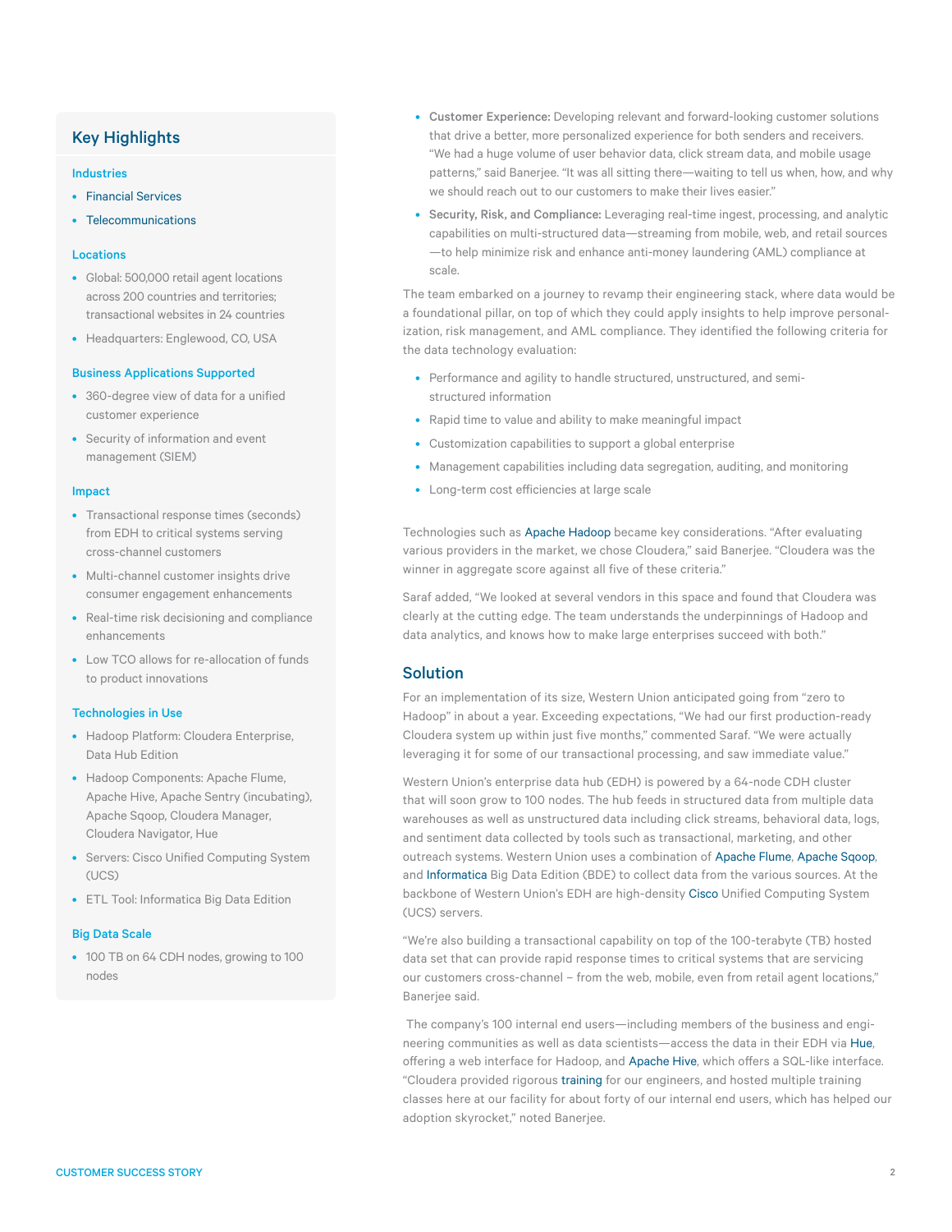## Key Highlights

### Industries

- Financial Services
- Telecommunications

### Locations

- Global: 500,000 retail agent locations across 200 countries and territories; transactional websites in 24 countries
- Headquarters: Englewood, CO, USA

### Business Applications Supported

- 360-degree view of data for a unified customer experience
- Security of information and event management (SIEM)

### Impact

- Transactional response times (seconds) from EDH to critical systems serving cross-channel customers
- Multi-channel customer insights drive consumer engagement enhancements
- Real-time risk decisioning and compliance enhancements
- Low TCO allows for re-allocation of funds to product innovations

### Technologies in Use

- Hadoop Platform: Cloudera Enterprise, Data Hub Edition
- Hadoop Components: Apache Flume, Apache Hive, Apache Sentry (incubating), Apache Sqoop, Cloudera Manager, Cloudera Navigator, Hue
- Servers: Cisco Unified Computing System (UCS)
- ETL Tool: Informatica Big Data Edition

### Big Data Scale

- 100 TB on 64 CDH nodes, growing to 100 nodes

---

- **Customer Experience:** Developing relevant and forward-looking customer solutions that drive a better, more personalized experience for both senders and receivers. "We had a huge volume of user behavior data, click stream data, and mobile usage patterns," said Banerjee. "It was all sitting there—waiting to tell us when, how, and why we should reach out to our customers to make their lives easier."
- **Security, Risk, and Compliance:** Leveraging real-time ingest, processing, and analytic capabilities on multi-structured data—streaming from mobile, web, and retail sources—to help minimize risk and enhance anti-money laundering (AML) compliance at scale.

The team embarked on a journey to revamp their engineering stack, where data would be a foundational pillar, on top of which they could apply insights to help improve personalization, risk management, and AML compliance. They identified the following criteria for the data technology evaluation:

- Performance and agility to handle structured, unstructured, and semi-structured information
- Rapid time to value and ability to make meaningful impact
- Customization capabilities to support a global enterprise
- Management capabilities including data segregation, auditing, and monitoring
- Long-term cost efficiencies at large scale

Technologies such as Apache Hadoop became key considerations. "After evaluating various providers in the market, we chose Cloudera," said Banerjee. "Cloudera was the winner in aggregate score against all five of these criteria."

Saraf added, "We looked at several vendors in this space and found that Cloudera was clearly at the cutting edge. The team understands the underpinnings of Hadoop and data analytics, and knows how to make large enterprises succeed with both."

## Solution

For an implementation of its size, Western Union anticipated going from "zero to Hadoop" in about a year. Exceeding expectations, "We had our first production-ready Cloudera system up within just five months," commented Saraf. "We were actually leveraging it for some of our transactional processing, and saw immediate value."

Western Union's enterprise data hub (EDH) is powered by a 64-node CDH cluster that will soon grow to 100 nodes. The hub feeds in structured data from multiple data warehouses as well as unstructured data including click streams, behavioral data, logs, and sentiment data collected by tools such as transactional, marketing, and other outreach systems. Western Union uses a combination of Apache Flume, Apache Sqoop, and Informatica Big Data Edition (BDE) to collect data from the various sources. At the backbone of Western Union's EDH are high-density Cisco Unified Computing System (UCS) servers.

"We're also building a transactional capability on top of the 100-terabyte (TB) hosted data set that can provide rapid response times to critical systems that are servicing our customers cross-channel – from the web, mobile, even from retail agent locations," Banerjee said.

The company's 100 internal end users—including members of the business and engineering communities as well as data scientists—access the data in their EDH via Hue, offering a web interface for Hadoop, and Apache Hive, which offers a SQL-like interface. "Cloudera provided rigorous training for our engineers, and hosted multiple training classes here at our facility for about forty of our internal end users, which has helped our adoption skyrocket," noted Banerjee.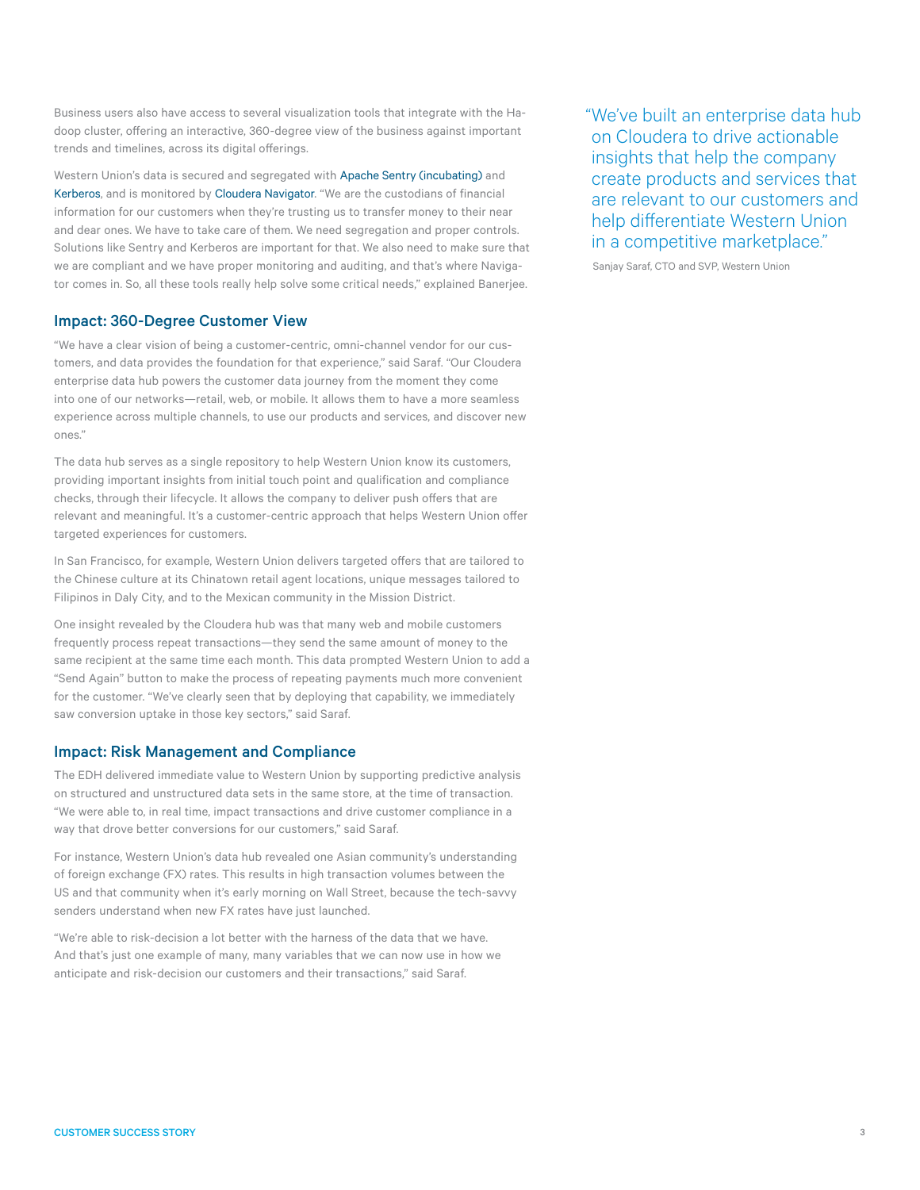Business users also have access to several visualization tools that integrate with the Hadoop cluster, offering an interactive, 360-degree view of the business against important trends and timelines, across its digital offerings.

Western Union's data is secured and segregated with Apache Sentry (incubating) and Kerberos, and is monitored by Cloudera Navigator. "We are the custodians of financial information for our customers when they're trusting us to transfer money to their near and dear ones. We have to take care of them. We need segregation and proper controls. Solutions like Sentry and Kerberos are important for that. We also need to make sure that we are compliant and we have proper monitoring and auditing, and that's where Navigator comes in. So, all these tools really help solve some critical needs," explained Banerjee.

> "We've built an enterprise data hub on Cloudera to drive actionable insights that help the company create products and services that are relevant to our customers and help differentiate Western Union in a competitive marketplace."
>
> Sanjay Saraf, CTO and SVP, Western Union

## Impact: 360-Degree Customer View

"We have a clear vision of being a customer-centric, omni-channel vendor for our customers, and data provides the foundation for that experience," said Saraf. "Our Cloudera enterprise data hub powers the customer data journey from the moment they come into one of our networks—retail, web, or mobile. It allows them to have a more seamless experience across multiple channels, to use our products and services, and discover new ones."

The data hub serves as a single repository to help Western Union know its customers, providing important insights from initial touch point and qualification and compliance checks, through their lifecycle. It allows the company to deliver push offers that are relevant and meaningful. It's a customer-centric approach that helps Western Union offer targeted experiences for customers.

In San Francisco, for example, Western Union delivers targeted offers that are tailored to the Chinese culture at its Chinatown retail agent locations, unique messages tailored to Filipinos in Daly City, and to the Mexican community in the Mission District.

One insight revealed by the Cloudera hub was that many web and mobile customers frequently process repeat transactions—they send the same amount of money to the same recipient at the same time each month. This data prompted Western Union to add a "Send Again" button to make the process of repeating payments much more convenient for the customer. "We've clearly seen that by deploying that capability, we immediately saw conversion uptake in those key sectors," said Saraf.

## Impact: Risk Management and Compliance

The EDH delivered immediate value to Western Union by supporting predictive analysis on structured and unstructured data sets in the same store, at the time of transaction. "We were able to, in real time, impact transactions and drive customer compliance in a way that drove better conversions for our customers," said Saraf.

For instance, Western Union's data hub revealed one Asian community's understanding of foreign exchange (FX) rates. This results in high transaction volumes between the US and that community when it's early morning on Wall Street, because the tech-savvy senders understand when new FX rates have just launched.

"We're able to risk-decision a lot better with the harness of the data that we have. And that's just one example of many, many variables that we can now use in how we anticipate and risk-decision our customers and their transactions," said Saraf.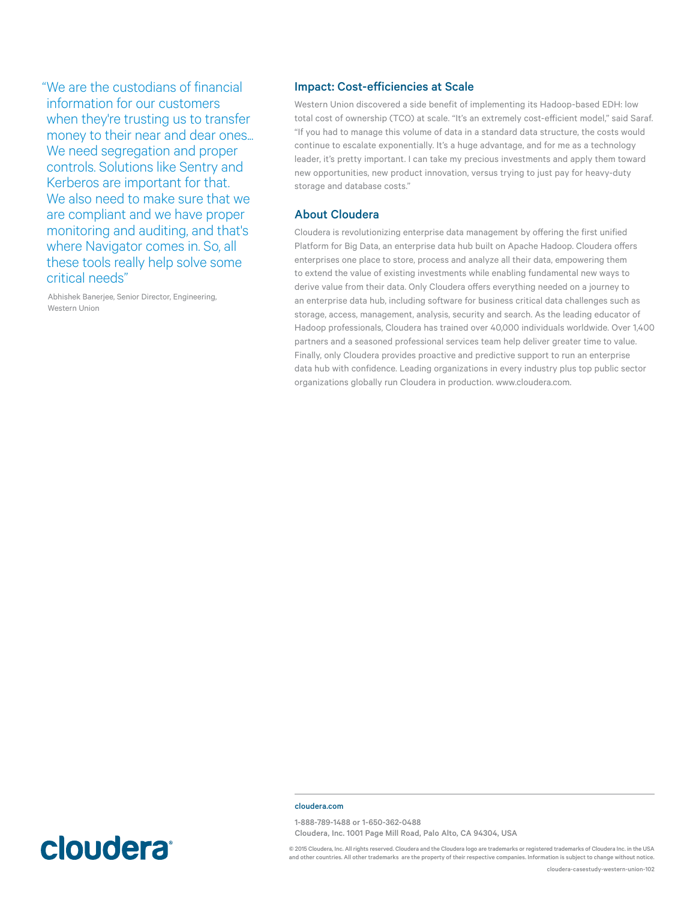> "We are the custodians of financial information for our customers when they're trusting us to transfer money to their near and dear ones… We need segregation and proper controls. Solutions like Sentry and Kerberos are important for that. We also need to make sure that we are compliant and we have proper monitoring and auditing, and that's where Navigator comes in. So, all these tools really help solve some critical needs"

Abhishek Banerjee, Senior Director, Engineering, Western Union

## Impact: Cost-efficiencies at Scale

Western Union discovered a side benefit of implementing its Hadoop-based EDH: low total cost of ownership (TCO) at scale. "It's an extremely cost-efficient model," said Saraf. "If you had to manage this volume of data in a standard data structure, the costs would continue to escalate exponentially. It's a huge advantage, and for me as a technology leader, it's pretty important. I can take my precious investments and apply them toward new opportunities, new product innovation, versus trying to just pay for heavy-duty storage and database costs."

## About Cloudera

Cloudera is revolutionizing enterprise data management by offering the first unified Platform for Big Data, an enterprise data hub built on Apache Hadoop. Cloudera offers enterprises one place to store, process and analyze all their data, empowering them to extend the value of existing investments while enabling fundamental new ways to derive value from their data. Only Cloudera offers everything needed on a journey to an enterprise data hub, including software for business critical data challenges such as storage, access, management, analysis, security and search. As the leading educator of Hadoop professionals, Cloudera has trained over 40,000 individuals worldwide. Over 1,400 partners and a seasoned professional services team help deliver greater time to value. Finally, only Cloudera provides proactive and predictive support to run an enterprise data hub with confidence. Leading organizations in every industry plus top public sector organizations globally run Cloudera in production. www.cloudera.com.

cloudera

cloudera.com

1-888-789-1488 or 1-650-362-0488
Cloudera, Inc. 1001 Page Mill Road, Palo Alto, CA 94304, USA

© 2015 Cloudera, Inc. All rights reserved. Cloudera and the Cloudera logo are trademarks or registered trademarks of Cloudera Inc. in the USA and other countries. All other trademarks are the property of their respective companies. Information is subject to change without notice.

cloudera-casestudy-western-union-102